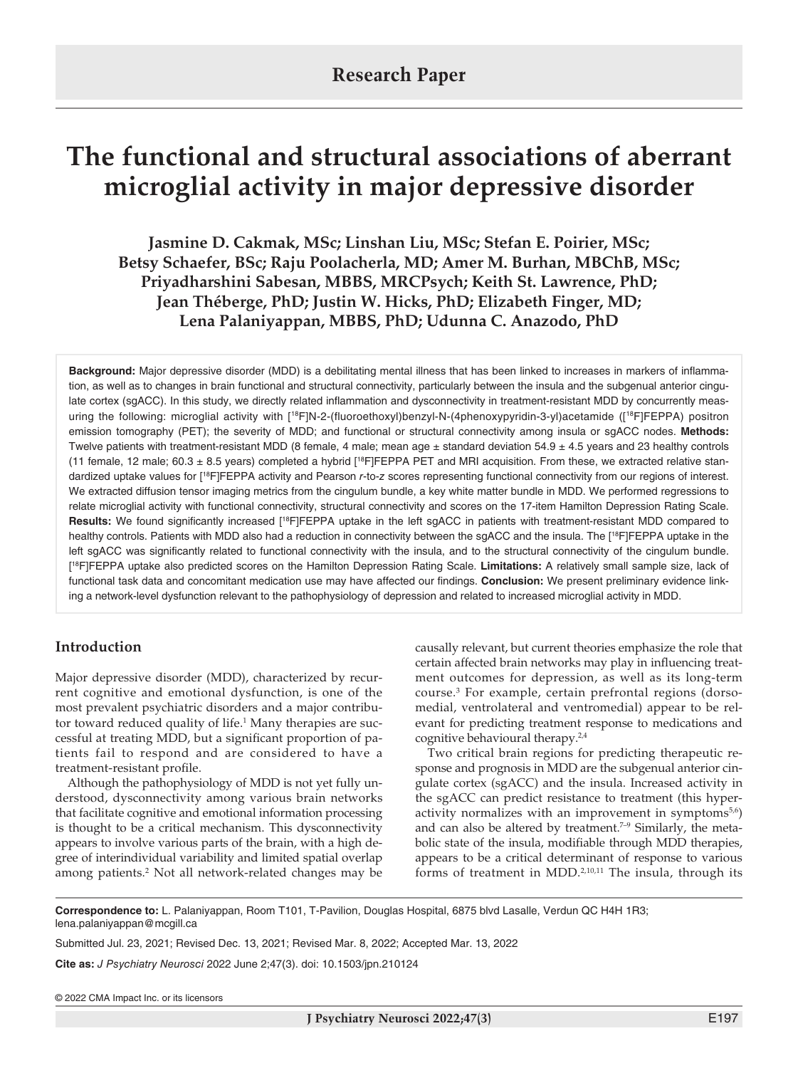Research Paper

# The functional and structural associations of aberrant microglial activity in major depressive disorder

**Jasmine D. Cakmak, MSc; Linshan Liu, MSc; Stefan E. Poirier, MSc; Betsy Schaefer, BSc; Raju Poolacherla, MD; Amer M. Burhan, MBChB, MSc; Priyadharshini Sabesan, MBBS, MRCPsych; Keith St. Lawrence, PhD; Jean Théberge, PhD; Justin W. Hicks, PhD; Elizabeth Finger, MD; Lena Palaniyappan, MBBS, PhD; Udunna C. Anazodo, PhD**

**Background:** Major depressive disorder (MDD) is a debilitating mental illness that has been linked to increases in markers of inflammation, as well as to changes in brain functional and structural connectivity, particularly between the insula and the subgenual anterior cingulate cortex (sgACC). In this study, we directly related inflammation and dysconnectivity in treatment-resistant MDD by concurrently measuring the following: microglial activity with [$^{18}$F]N-2-(fluoroethoxyl)benzyl-N-(4phenoxypyridin-3-yl)acetamide ([$^{18}$F]FEPPA) positron emission tomography (PET); the severity of MDD; and functional or structural connectivity among insula or sgACC nodes. **Methods:** Twelve patients with treatment-resistant MDD (8 female, 4 male; mean age ± standard deviation 54.9 ± 4.5 years and 23 healthy controls (11 female, 12 male; 60.3 ± 8.5 years) completed a hybrid [$^{18}$F]FEPPA PET and MRI acquisition. From these, we extracted relative standardized uptake values for [$^{18}$F]FEPPA activity and Pearson *r*-to-*z* scores representing functional connectivity from our regions of interest. We extracted diffusion tensor imaging metrics from the cingulum bundle, a key white matter bundle in MDD. We performed regressions to relate microglial activity with functional connectivity, structural connectivity and scores on the 17-item Hamilton Depression Rating Scale. **Results:** We found significantly increased [$^{18}$F]FEPPA uptake in the left sgACC in patients with treatment-resistant MDD compared to healthy controls. Patients with MDD also had a reduction in connectivity between the sgACC and the insula. The [$^{18}$F]FEPPA uptake in the left sgACC was significantly related to functional connectivity with the insula, and to the structural connectivity of the cingulum bundle. [$^{18}$F]FEPPA uptake also predicted scores on the Hamilton Depression Rating Scale. **Limitations:** A relatively small sample size, lack of functional task data and concomitant medication use may have affected our findings. **Conclusion:** We present preliminary evidence linking a network-level dysfunction relevant to the pathophysiology of depression and related to increased microglial activity in MDD.

## Introduction

Major depressive disorder (MDD), characterized by recurrent cognitive and emotional dysfunction, is one of the most prevalent psychiatric disorders and a major contributor toward reduced quality of life.[1] Many therapies are successful at treating MDD, but a significant proportion of patients fail to respond and are considered to have a treatment-resistant profile.

Although the pathophysiology of MDD is not yet fully understood, dysconnectivity among various brain networks that facilitate cognitive and emotional information processing is thought to be a critical mechanism. This dysconnectivity appears to involve various parts of the brain, with a high degree of interindividual variability and limited spatial overlap among patients.[2] Not all network-related changes may be causally relevant, but current theories emphasize the role that certain affected brain networks may play in influencing treatment outcomes for depression, as well as its long-term course.[3] For example, certain prefrontal regions (dorsomedial, ventrolateral and ventromedial) appear to be relevant for predicting treatment response to medications and cognitive behavioural therapy.[2,4]

Two critical brain regions for predicting therapeutic response and prognosis in MDD are the subgenual anterior cingulate cortex (sgACC) and the insula. Increased activity in the sgACC can predict resistance to treatment (this hyperactivity normalizes with an improvement in symptoms[5,6]) and can also be altered by treatment.[7–9] Similarly, the metabolic state of the insula, modifiable through MDD therapies, appears to be a critical determinant of response to various forms of treatment in MDD.[2,10,11] The insula, through its

**Correspondence to:** L. Palaniyappan, Room T101, T-Pavilion, Douglas Hospital, 6875 blvd Lasalle, Verdun QC H4H 1R3; lena.palaniyappan@mcgill.ca

Submitted Jul. 23, 2021; Revised Dec. 13, 2021; Revised Mar. 8, 2022; Accepted Mar. 13, 2022

**Cite as:** *J Psychiatry Neurosci* 2022 June 2;47(3). doi: 10.1503/jpn.210124

© 2022 CMA Impact Inc. or its licensors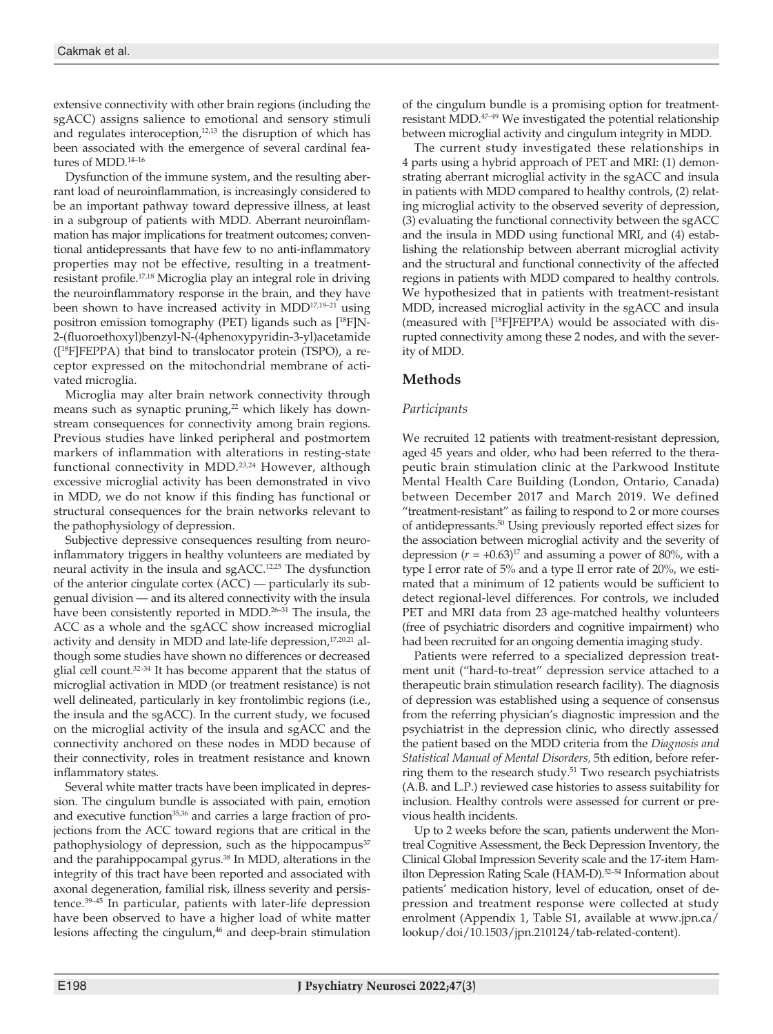extensive connectivity with other brain regions (including the sgACC) assigns salience to emotional and sensory stimuli and regulates interoception,[12,13] the disruption of which has been associated with the emergence of several cardinal features of MDD.[14–16]

Dysfunction of the immune system, and the resulting aberrant load of neuroinflammation, is increasingly considered to be an important pathway toward depressive illness, at least in a subgroup of patients with MDD. Aberrant neuroinflammation has major implications for treatment outcomes; conventional antidepressants that have few to no anti-inflammatory properties may not be effective, resulting in a treatment-resistant profile.[17,18] Microglia play an integral role in driving the neuroinflammatory response in the brain, and they have been shown to have increased activity in MDD[17,19–21] using positron emission tomography (PET) ligands such as [$^{18}$F]N-2-(fluoroethoxyl)benzyl-N-(4phenoxypyridin-3-yl)acetamide ([$^{18}$F]FEPPA) that bind to translocator protein (TSPO), a receptor expressed on the mitochondrial membrane of activated microglia.

Microglia may alter brain network connectivity through means such as synaptic pruning,[22] which likely has downstream consequences for connectivity among brain regions. Previous studies have linked peripheral and postmortem markers of inflammation with alterations in resting-state functional connectivity in MDD.[23,24] However, although excessive microglial activity has been demonstrated in vivo in MDD, we do not know if this finding has functional or structural consequences for the brain networks relevant to the pathophysiology of depression.

Subjective depressive consequences resulting from neuroinflammatory triggers in healthy volunteers are mediated by neural activity in the insula and sgACC.[12,25] The dysfunction of the anterior cingulate cortex (ACC) — particularly its subgenual division — and its altered connectivity with the insula have been consistently reported in MDD.[26–31] The insula, the ACC as a whole and the sgACC show increased microglial activity and density in MDD and late-life depression,[17,20,21] although some studies have shown no differences or decreased glial cell count.[32–34] It has become apparent that the status of microglial activation in MDD (or treatment resistance) is not well delineated, particularly in key frontolimbic regions (i.e., the insula and the sgACC). In the current study, we focused on the microglial activity of the insula and sgACC and the connectivity anchored on these nodes in MDD because of their connectivity, roles in treatment resistance and known inflammatory states.

Several white matter tracts have been implicated in depression. The cingulum bundle is associated with pain, emotion and executive function[35,36] and carries a large fraction of projections from the ACC toward regions that are critical in the pathophysiology of depression, such as the hippocampus[37] and the parahippocampal gyrus.[38] In MDD, alterations in the integrity of this tract have been reported and associated with axonal degeneration, familial risk, illness severity and persistence.[39–45] In particular, patients with later-life depression have been observed to have a higher load of white matter lesions affecting the cingulum,[46] and deep-brain stimulation of the cingulum bundle is a promising option for treatment-resistant MDD.[47–49] We investigated the potential relationship between microglial activity and cingulum integrity in MDD.

The current study investigated these relationships in 4 parts using a hybrid approach of PET and MRI: (1) demonstrating aberrant microglial activity in the sgACC and insula in patients with MDD compared to healthy controls, (2) relating microglial activity to the observed severity of depression, (3) evaluating the functional connectivity between the sgACC and the insula in MDD using functional MRI, and (4) establishing the relationship between aberrant microglial activity and the structural and functional connectivity of the affected regions in patients with MDD compared to healthy controls. We hypothesized that in patients with treatment-resistant MDD, increased microglial activity in the sgACC and insula (measured with [$^{18}$F]FEPPA) would be associated with disrupted connectivity among these 2 nodes, and with the severity of MDD.

## Methods

### *Participants*

We recruited 12 patients with treatment-resistant depression, aged 45 years and older, who had been referred to the therapeutic brain stimulation clinic at the Parkwood Institute Mental Health Care Building (London, Ontario, Canada) between December 2017 and March 2019. We defined "treatment-resistant" as failing to respond to 2 or more courses of antidepressants.[50] Using previously reported effect sizes for the association between microglial activity and the severity of depression ($r = +0.63$)[17] and assuming a power of 80%, with a type I error rate of 5% and a type II error rate of 20%, we estimated that a minimum of 12 patients would be sufficient to detect regional-level differences. For controls, we included PET and MRI data from 23 age-matched healthy volunteers (free of psychiatric disorders and cognitive impairment) who had been recruited for an ongoing dementia imaging study.

Patients were referred to a specialized depression treatment unit ("hard-to-treat" depression service attached to a therapeutic brain stimulation research facility). The diagnosis of depression was established using a sequence of consensus from the referring physician's diagnostic impression and the psychiatrist in the depression clinic, who directly assessed the patient based on the MDD criteria from the *Diagnosis and Statistical Manual of Mental Disorders*, 5th edition, before referring them to the research study.[51] Two research psychiatrists (A.B. and L.P.) reviewed case histories to assess suitability for inclusion. Healthy controls were assessed for current or previous health incidents.

Up to 2 weeks before the scan, patients underwent the Montreal Cognitive Assessment, the Beck Depression Inventory, the Clinical Global Impression Severity scale and the 17-item Hamilton Depression Rating Scale (HAM-D).[52–54] Information about patients' medication history, level of education, onset of depression and treatment response were collected at study enrolment (Appendix 1, Table S1, available at www.jpn.ca/lookup/doi/10.1503/jpn.210124/tab-related-content).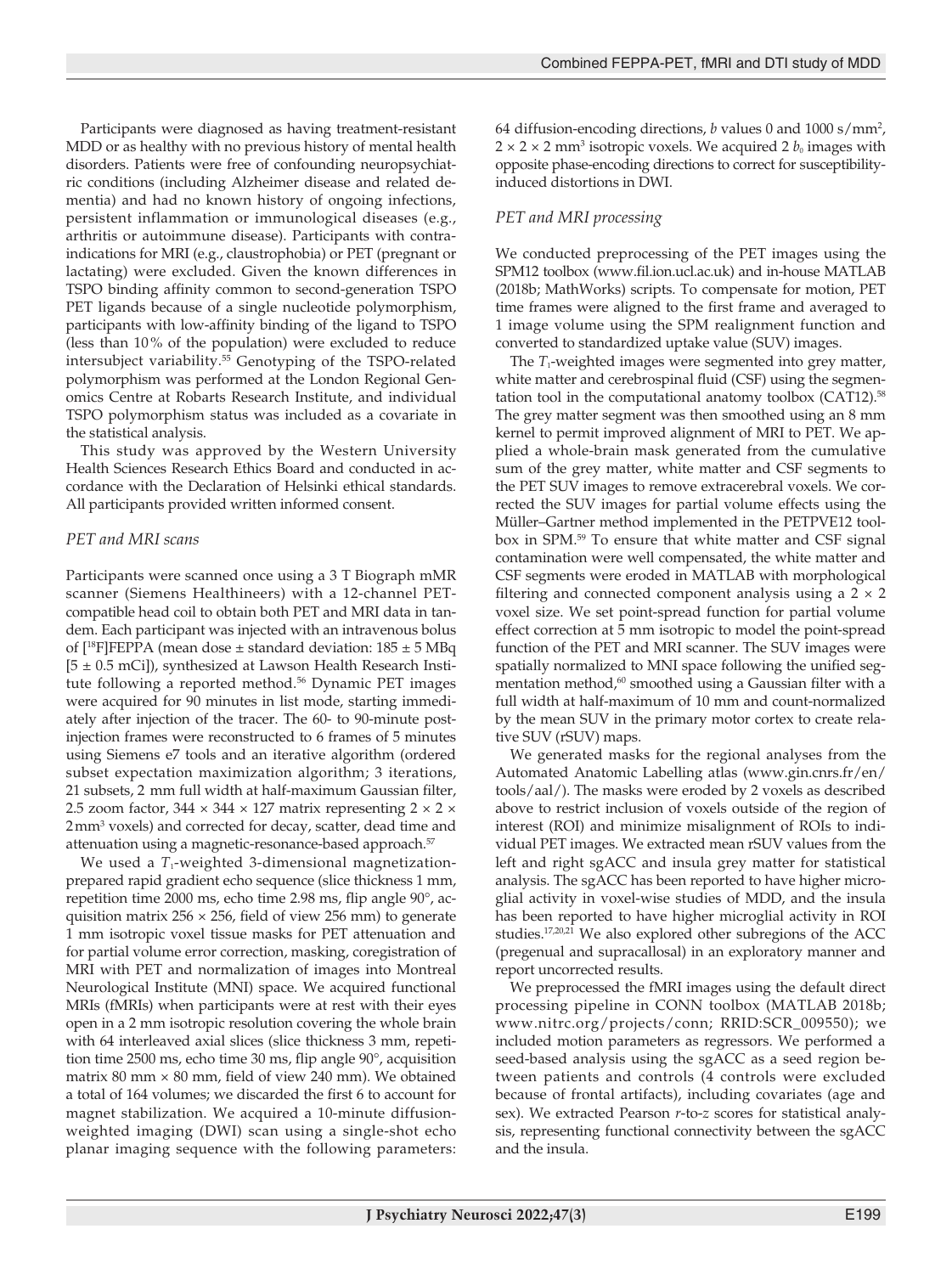Participants were diagnosed as having treatment-resistant MDD or as healthy with no previous history of mental health disorders. Patients were free of confounding neuropsychiatric conditions (including Alzheimer disease and related dementia) and had no known history of ongoing infections, persistent inflammation or immunological diseases (e.g., arthritis or autoimmune disease). Participants with contraindications for MRI (e.g., claustrophobia) or PET (pregnant or lactating) were excluded. Given the known differences in TSPO binding affinity common to second-generation TSPO PET ligands because of a single nucleotide polymorphism, participants with low-affinity binding of the ligand to TSPO (less than 10% of the population) were excluded to reduce intersubject variability.[55] Genotyping of the TSPO-related polymorphism was performed at the London Regional Genomics Centre at Robarts Research Institute, and individual TSPO polymorphism status was included as a covariate in the statistical analysis.

This study was approved by the Western University Health Sciences Research Ethics Board and conducted in accordance with the Declaration of Helsinki ethical standards. All participants provided written informed consent.

### PET and MRI scans

Participants were scanned once using a 3 T Biograph mMR scanner (Siemens Healthineers) with a 12-channel PET-compatible head coil to obtain both PET and MRI data in tandem. Each participant was injected with an intravenous bolus of [$^{18}$F]FEPPA (mean dose ± standard deviation: 185 ± 5 MBq [5 ± 0.5 mCi]), synthesized at Lawson Health Research Institute following a reported method.[56] Dynamic PET images were acquired for 90 minutes in list mode, starting immediately after injection of the tracer. The 60- to 90-minute post-injection frames were reconstructed to 6 frames of 5 minutes using Siemens e7 tools and an iterative algorithm (ordered subset expectation maximization algorithm; 3 iterations, 21 subsets, 2 mm full width at half-maximum Gaussian filter, 2.5 zoom factor, 344 × 344 × 127 matrix representing 2 × 2 × 2 mm$^3$ voxels) and corrected for decay, scatter, dead time and attenuation using a magnetic-resonance-based approach.[57]

We used a $T_1$-weighted 3-dimensional magnetization-prepared rapid gradient echo sequence (slice thickness 1 mm, repetition time 2000 ms, echo time 2.98 ms, flip angle 90°, acquisition matrix 256 × 256, field of view 256 mm) to generate 1 mm isotropic voxel tissue masks for PET attenuation and for partial volume error correction, masking, coregistration of MRI with PET and normalization of images into Montreal Neurological Institute (MNI) space. We acquired functional MRIs (fMRIs) when participants were at rest with their eyes open in a 2 mm isotropic resolution covering the whole brain with 64 interleaved axial slices (slice thickness 3 mm, repetition time 2500 ms, echo time 30 ms, flip angle 90°, acquisition matrix 80 mm × 80 mm, field of view 240 mm). We obtained a total of 164 volumes; we discarded the first 6 to account for magnet stabilization. We acquired a 10-minute diffusion-weighted imaging (DWI) scan using a single-shot echo planar imaging sequence with the following parameters: 64 diffusion-encoding directions, $b$ values 0 and 1000 s/mm$^2$, 2 × 2 × 2 mm$^3$ isotropic voxels. We acquired 2 $b_0$ images with opposite phase-encoding directions to correct for susceptibility-induced distortions in DWI.

### PET and MRI processing

We conducted preprocessing of the PET images using the SPM12 toolbox (www.fil.ion.ucl.ac.uk) and in-house MATLAB (2018b; MathWorks) scripts. To compensate for motion, PET time frames were aligned to the first frame and averaged to 1 image volume using the SPM realignment function and converted to standardized uptake value (SUV) images.

The $T_1$-weighted images were segmented into grey matter, white matter and cerebrospinal fluid (CSF) using the segmentation tool in the computational anatomy toolbox (CAT12).[58] The grey matter segment was then smoothed using an 8 mm kernel to permit improved alignment of MRI to PET. We applied a whole-brain mask generated from the cumulative sum of the grey matter, white matter and CSF segments to the PET SUV images to remove extracerebral voxels. We corrected the SUV images for partial volume effects using the Müller–Gartner method implemented in the PETPVE12 toolbox in SPM.[59] To ensure that white matter and CSF signal contamination were well compensated, the white matter and CSF segments were eroded in MATLAB with morphological filtering and connected component analysis using a 2 × 2 voxel size. We set point-spread function for partial volume effect correction at 5 mm isotropic to model the point-spread function of the PET and MRI scanner. The SUV images were spatially normalized to MNI space following the unified segmentation method,[60] smoothed using a Gaussian filter with a full width at half-maximum of 10 mm and count-normalized by the mean SUV in the primary motor cortex to create relative SUV (rSUV) maps.

We generated masks for the regional analyses from the Automated Anatomic Labelling atlas (www.gin.cnrs.fr/en/tools/aal/). The masks were eroded by 2 voxels as described above to restrict inclusion of voxels outside of the region of interest (ROI) and minimize misalignment of ROIs to individual PET images. We extracted mean rSUV values from the left and right sgACC and insula grey matter for statistical analysis. The sgACC has been reported to have higher microglial activity in voxel-wise studies of MDD, and the insula has been reported to have higher microglial activity in ROI studies.[17,20,21] We also explored other subregions of the ACC (pregenual and supracallosal) in an exploratory manner and report uncorrected results.

We preprocessed the fMRI images using the default direct processing pipeline in CONN toolbox (MATLAB 2018b; www.nitrc.org/projects/conn; RRID:SCR_009550); we included motion parameters as regressors. We performed a seed-based analysis using the sgACC as a seed region between patients and controls (4 controls were excluded because of frontal artifacts), including covariates (age and sex). We extracted Pearson $r$-to-$z$ scores for statistical analysis, representing functional connectivity between the sgACC and the insula.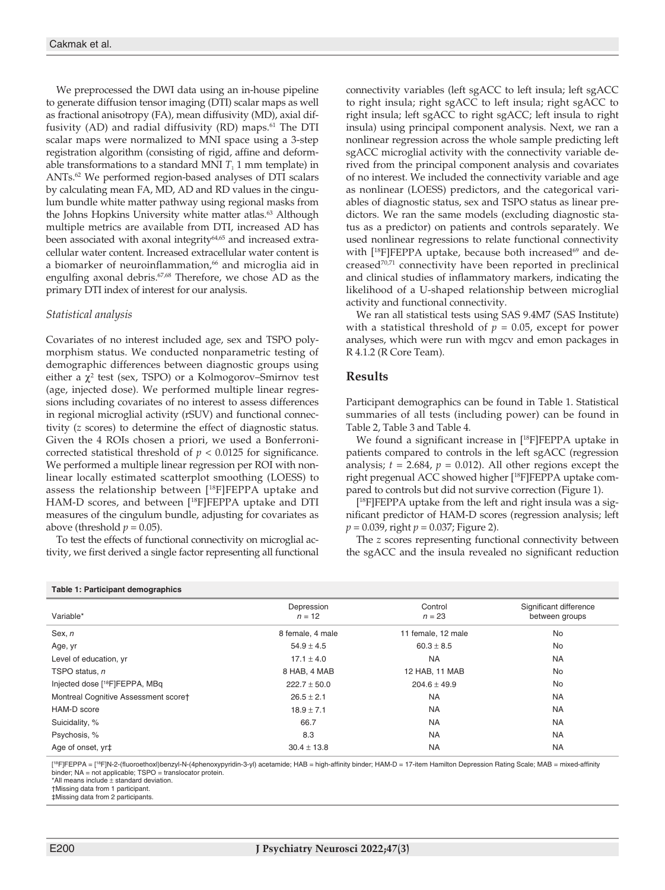We preprocessed the DWI data using an in-house pipeline to generate diffusion tensor imaging (DTI) scalar maps as well as fractional anisotropy (FA), mean diffusivity (MD), axial diffusivity (AD) and radial diffusivity (RD) maps.[61] The DTI scalar maps were normalized to MNI space using a 3-step registration algorithm (consisting of rigid, affine and deformable transformations to a standard MNI $T_1$ 1 mm template) in ANTs.[62] We performed region-based analyses of DTI scalars by calculating mean FA, MD, AD and RD values in the cingulum bundle white matter pathway using regional masks from the Johns Hopkins University white matter atlas.[63] Although multiple metrics are available from DTI, increased AD has been associated with axonal integrity[64,65] and increased extracellular water content. Increased extracellular water content is a biomarker of neuroinflammation,[66] and microglia aid in engulfing axonal debris.[67,68] Therefore, we chose AD as the primary DTI index of interest for our analysis.

### *Statistical analysis*

Covariates of no interest included age, sex and TSPO polymorphism status. We conducted nonparametric testing of demographic differences between diagnostic groups using either a $\chi^2$ test (sex, TSPO) or a Kolmogorov–Smirnov test (age, injected dose). We performed multiple linear regressions including covariates of no interest to assess differences in regional microglial activity (rSUV) and functional connectivity (*z* scores) to determine the effect of diagnostic status. Given the 4 ROIs chosen a priori, we used a Bonferroni-corrected statistical threshold of $p < 0.0125$ for significance. We performed a multiple linear regression per ROI with nonlinear locally estimated scatterplot smoothing (LOESS) to assess the relationship between [$^{18}$F]FEPPA uptake and HAM-D scores, and between [$^{18}$F]FEPPA uptake and DTI measures of the cingulum bundle, adjusting for covariates as above (threshold $p = 0.05$).

To test the effects of functional connectivity on microglial activity, we first derived a single factor representing all functional connectivity variables (left sgACC to left insula; left sgACC to right insula; right sgACC to left insula; right sgACC to right insula; left sgACC to right sgACC; left insula to right insula) using principal component analysis. Next, we ran a nonlinear regression across the whole sample predicting left sgACC microglial activity with the connectivity variable derived from the principal component analysis and covariates of no interest. We included the connectivity variable and age as nonlinear (LOESS) predictors, and the categorical variables of diagnostic status, sex and TSPO status as linear predictors. We ran the same models (excluding diagnostic status as a predictor) on patients and controls separately. We used nonlinear regressions to relate functional connectivity with [$^{18}$F]FEPPA uptake, because both increased[69] and decreased[70,71] connectivity have been reported in preclinical and clinical studies of inflammatory markers, indicating the likelihood of a U-shaped relationship between microglial activity and functional connectivity.

We ran all statistical tests using SAS 9.4M7 (SAS Institute) with a statistical threshold of $p = 0.05$, except for power analyses, which were run with mgcv and emon packages in R 4.1.2 (R Core Team).

## Results

Participant demographics can be found in Table 1. Statistical summaries of all tests (including power) can be found in Table 2, Table 3 and Table 4.

We found a significant increase in [$^{18}$F]FEPPA uptake in patients compared to controls in the left sgACC (regression analysis; $t = 2.684$, $p = 0.012$). All other regions except the right pregenual ACC showed higher [$^{18}$F]FEPPA uptake compared to controls but did not survive correction (Figure 1).

[$^{18}$F]FEPPA uptake from the left and right insula was a significant predictor of HAM-D scores (regression analysis; left $p = 0.039$, right $p = 0.037$; Figure 2).

The *z* scores representing functional connectivity between the sgACC and the insula revealed no significant reduction

**Table 1: Participant demographics**

| Variable* | Depression $n = 12$ | Control $n = 23$ | Significant difference between groups |
|---|---|---|---|
| Sex, *n* | 8 female, 4 male | 11 female, 12 male | No |
| Age, yr | 54.9 ± 4.5 | 60.3 ± 8.5 | No |
| Level of education, yr | 17.1 ± 4.0 | NA | NA |
| TSPO status, *n* | 8 HAB, 4 MAB | 12 HAB, 11 MAB | No |
| Injected dose [$^{18}$F]FEPPA, MBq | 222.7 ± 50.0 | 204.6 ± 49.9 | No |
| Montreal Cognitive Assessment score† | 26.5 ± 2.1 | NA | NA |
| HAM-D score | 18.9 ± 7.1 | NA | NA |
| Suicidality, % | 66.7 | NA | NA |
| Psychosis, % | 8.3 | NA | NA |
| Age of onset, yr‡ | 30.4 ± 13.8 | NA | NA |

[$^{18}$F]FEPPA = [$^{18}$F]N-2-(fluoroethoxl)benzyl-N-(4phenoxypyridin-3-yl) acetamide; HAB = high-affinity binder; HAM-D = 17-item Hamilton Depression Rating Scale; MAB = mixed-affinity binder; NA = not applicable; TSPO = translocator protein.
*All means include ± standard deviation.
†Missing data from 1 participant.
‡Missing data from 2 participants.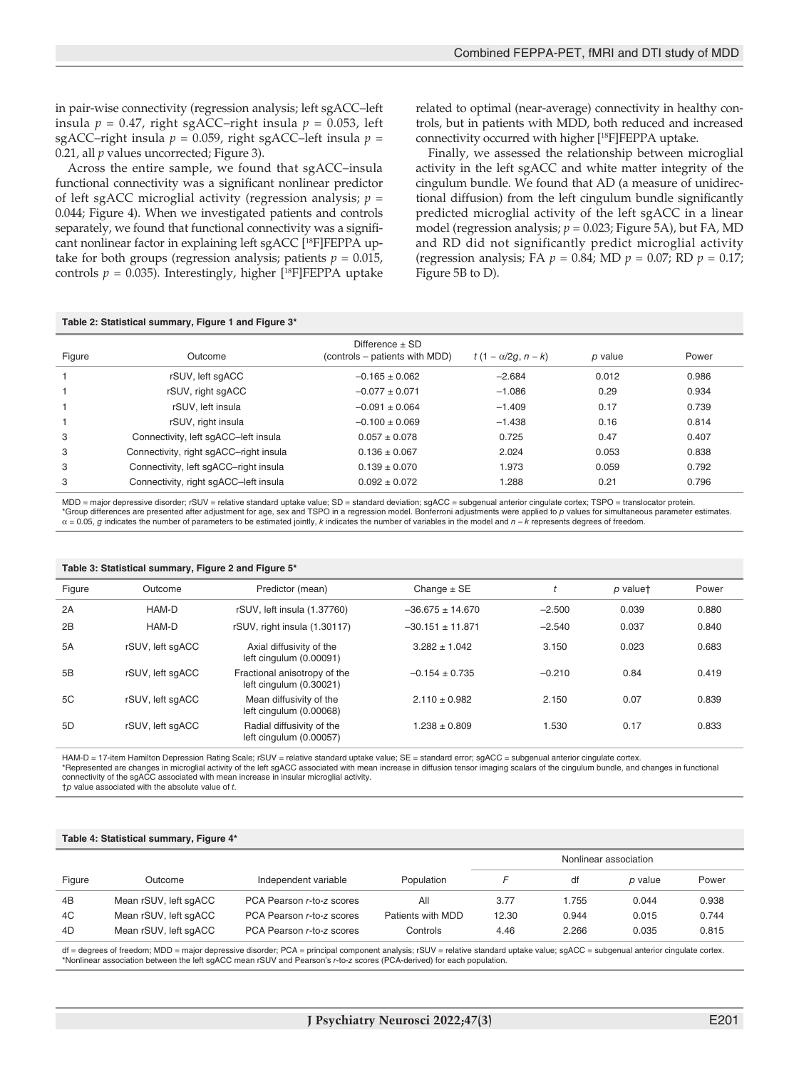in pair-wise connectivity (regression analysis; left sgACC–left insula $p = 0.47$, right sgACC–right insula $p = 0.053$, left sgACC–right insula $p = 0.059$, right sgACC–left insula $p = 0.21$, all $p$ values uncorrected; Figure 3).

Across the entire sample, we found that sgACC–insula functional connectivity was a significant nonlinear predictor of left sgACC microglial activity (regression analysis; $p = 0.044$; Figure 4). When we investigated patients and controls separately, we found that functional connectivity was a significant nonlinear factor in explaining left sgACC [$^{18}$F]FEPPA uptake for both groups (regression analysis; patients $p = 0.015$, controls $p = 0.035$). Interestingly, higher [$^{18}$F]FEPPA uptake related to optimal (near-average) connectivity in healthy controls, but in patients with MDD, both reduced and increased connectivity occurred with higher [$^{18}$F]FEPPA uptake.

Finally, we assessed the relationship between microglial activity in the left sgACC and white matter integrity of the cingulum bundle. We found that AD (a measure of unidirectional diffusion) from the left cingulum bundle significantly predicted microglial activity of the left sgACC in a linear model (regression analysis; $p = 0.023$; Figure 5A), but FA, MD and RD did not significantly predict microglial activity (regression analysis; FA $p = 0.84$; MD $p = 0.07$; RD $p = 0.17$; Figure 5B to D).

**Table 2: Statistical summary, Figure 1 and Figure 3***

| Figure | Outcome | Difference ± SD (controls – patients with MDD) | $t$ $(1 - \alpha/2g, n - k)$ | $p$ value | Power |
|---|---|---|---|---|---|
| 1 | rSUV, left sgACC | −0.165 ± 0.062 | −2.684 | 0.012 | 0.986 |
| 1 | rSUV, right sgACC | −0.077 ± 0.071 | −1.086 | 0.29 | 0.934 |
| 1 | rSUV, left insula | −0.091 ± 0.064 | −1.409 | 0.17 | 0.739 |
| 1 | rSUV, right insula | −0.100 ± 0.069 | −1.438 | 0.16 | 0.814 |
| 3 | Connectivity, left sgACC–left insula | 0.057 ± 0.078 | 0.725 | 0.47 | 0.407 |
| 3 | Connectivity, right sgACC–right insula | 0.136 ± 0.067 | 2.024 | 0.053 | 0.838 |
| 3 | Connectivity, left sgACC–right insula | 0.139 ± 0.070 | 1.973 | 0.059 | 0.792 |
| 3 | Connectivity, right sgACC–left insula | 0.092 ± 0.072 | 1.288 | 0.21 | 0.796 |

MDD = major depressive disorder; rSUV = relative standard uptake value; SD = standard deviation; sgACC = subgenual anterior cingulate cortex; TSPO = translocator protein.
*Group differences are presented after adjustment for age, sex and TSPO in a regression model. Bonferroni adjustments were applied to $p$ values for simultaneous parameter estimates. $\alpha = 0.05$, $g$ indicates the number of parameters to be estimated jointly, $k$ indicates the number of variables in the model and $n - k$ represents degrees of freedom.

**Table 3: Statistical summary, Figure 2 and Figure 5***

| Figure | Outcome | Predictor (mean) | Change ± SE | $t$ | $p$ value† | Power |
|---|---|---|---|---|---|---|
| 2A | HAM-D | rSUV, left insula (1.37760) | −36.675 ± 14.670 | −2.500 | 0.039 | 0.880 |
| 2B | HAM-D | rSUV, right insula (1.30117) | −30.151 ± 11.871 | −2.540 | 0.037 | 0.840 |
| 5A | rSUV, left sgACC | Axial diffusivity of the left cingulum (0.00091) | 3.282 ± 1.042 | 3.150 | 0.023 | 0.683 |
| 5B | rSUV, left sgACC | Fractional anisotropy of the left cingulum (0.30021) | −0.154 ± 0.735 | −0.210 | 0.84 | 0.419 |
| 5C | rSUV, left sgACC | Mean diffusivity of the left cingulum (0.00068) | 2.110 ± 0.982 | 2.150 | 0.07 | 0.839 |
| 5D | rSUV, left sgACC | Radial diffusivity of the left cingulum (0.00057) | 1.238 ± 0.809 | 1.530 | 0.17 | 0.833 |

HAM-D = 17-item Hamilton Depression Rating Scale; rSUV = relative standard uptake value; SE = standard error; sgACC = subgenual anterior cingulate cortex.
*Represented are changes in microglial activity of the left sgACC associated with mean increase in diffusion tensor imaging scalars of the cingulum bundle, and changes in functional connectivity of the sgACC associated with mean increase in insular microglial activity.
†$p$ value associated with the absolute value of $t$.

**Table 4: Statistical summary, Figure 4***

| Figure | Outcome | Independent variable | Population | Nonlinear association $F$ | df | $p$ value | Power |
|---|---|---|---|---|---|---|---|
| 4B | Mean rSUV, left sgACC | PCA Pearson $r$-to-$z$ scores | All | 3.77 | 1.755 | 0.044 | 0.938 |
| 4C | Mean rSUV, left sgACC | PCA Pearson $r$-to-$z$ scores | Patients with MDD | 12.30 | 0.944 | 0.015 | 0.744 |
| 4D | Mean rSUV, left sgACC | PCA Pearson $r$-to-$z$ scores | Controls | 4.46 | 2.266 | 0.035 | 0.815 |

df = degrees of freedom; MDD = major depressive disorder; PCA = principal component analysis; rSUV = relative standard uptake value; sgACC = subgenual anterior cingulate cortex.
*Nonlinear association between the left sgACC mean rSUV and Pearson's $r$-to-$z$ scores (PCA-derived) for each population.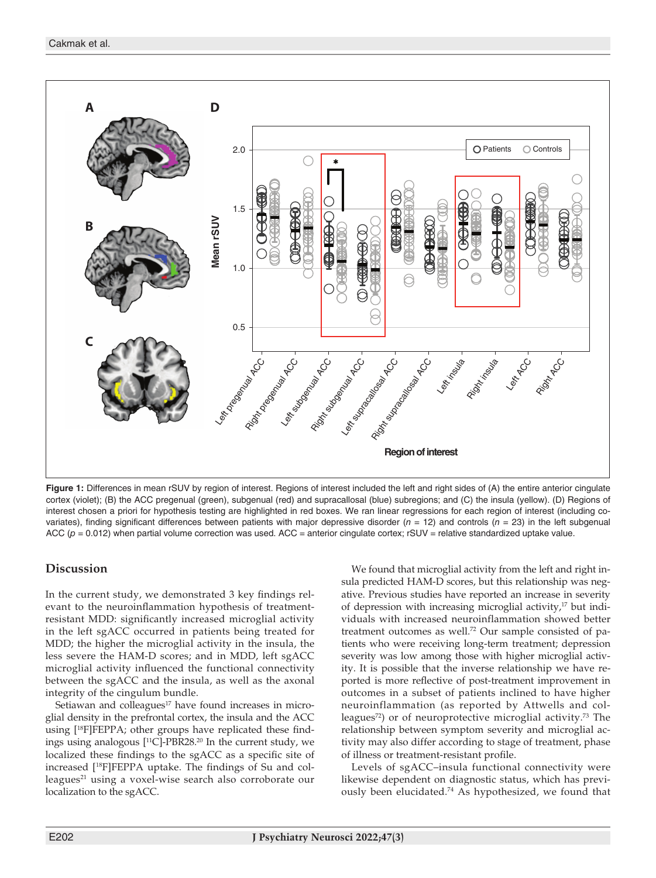**Figure 1:** Differences in mean rSUV by region of interest. Regions of interest included the left and right sides of (A) the entire anterior cingulate cortex (violet); (B) the ACC pregenual (green), subgenual (red) and supracallosal (blue) subregions; and (C) the insula (yellow). (D) Regions of interest chosen a priori for hypothesis testing are highlighted in red boxes. We ran linear regressions for each region of interest (including covariates), finding significant differences between patients with major depressive disorder ($n$ = 12) and controls ($n$ = 23) in the left subgenual ACC ($p$ = 0.012) when partial volume correction was used. ACC = anterior cingulate cortex; rSUV = relative standardized uptake value.

## Discussion

In the current study, we demonstrated 3 key findings relevant to the neuroinflammation hypothesis of treatment-resistant MDD: significantly increased microglial activity in the left sgACC occurred in patients being treated for MDD; the higher the microglial activity in the insula, the less severe the HAM-D scores; and in MDD, left sgACC microglial activity influenced the functional connectivity between the sgACC and the insula, as well as the axonal integrity of the cingulum bundle.

Setiawan and colleagues[17] have found increases in microglial density in the prefrontal cortex, the insula and the ACC using [$^{18}$F]FEPPA; other groups have replicated these findings using analogous [$^{11}$C]-PBR28.[20] In the current study, we localized these findings to the sgACC as a specific site of increased [$^{18}$F]FEPPA uptake. The findings of Su and colleagues[21] using a voxel-wise search also corroborate our localization to the sgACC.

We found that microglial activity from the left and right insula predicted HAM-D scores, but this relationship was negative. Previous studies have reported an increase in severity of depression with increasing microglial activity,[17] but individuals with increased neuroinflammation showed better treatment outcomes as well.[72] Our sample consisted of patients who were receiving long-term treatment; depression severity was low among those with higher microglial activity. It is possible that the inverse relationship we have reported is more reflective of post-treatment improvement in outcomes in a subset of patients inclined to have higher neuroinflammation (as reported by Attwells and colleagues[72]) or of neuroprotective microglial activity.[73] The relationship between symptom severity and microglial activity may also differ according to stage of treatment, phase of illness or treatment-resistant profile.

Levels of sgACC–insula functional connectivity were likewise dependent on diagnostic status, which has previously been elucidated.[74] As hypothesized, we found that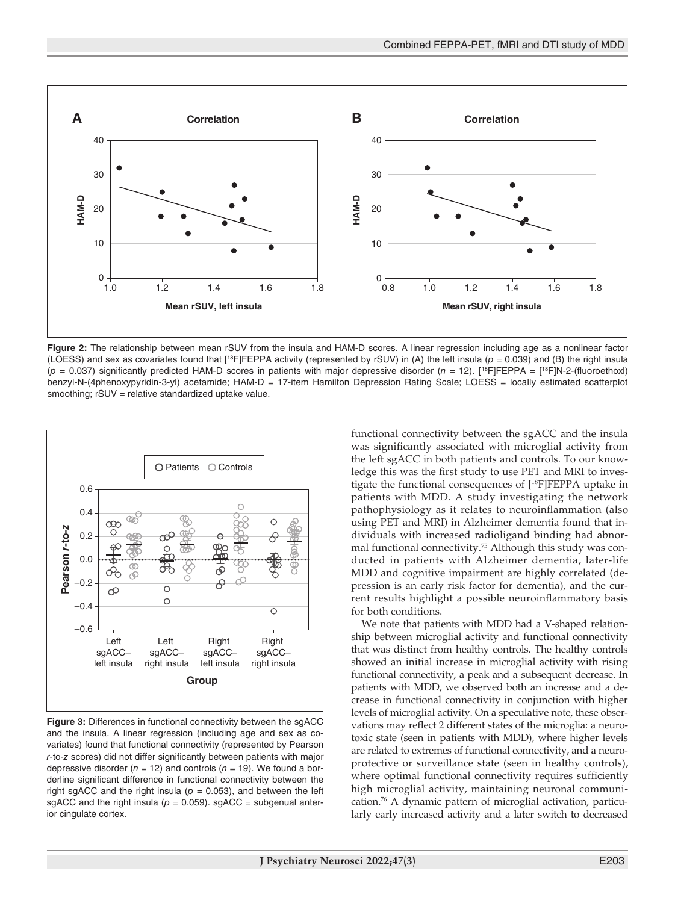**Figure 2:** The relationship between mean rSUV from the insula and HAM-D scores. A linear regression including age as a nonlinear factor (LOESS) and sex as covariates found that [[18]F]FEPPA activity (represented by rSUV) in (A) the left insula ($p$ = 0.039) and (B) the right insula ($p$ = 0.037) significantly predicted HAM-D scores in patients with major depressive disorder ($n$ = 12). [[18]F]FEPPA = [[18]F]N-2-(fluoroethoxl) benzyl-N-(4phenoxypyridin-3-yl) acetamide; HAM-D = 17-item Hamilton Depression Rating Scale; LOESS = locally estimated scatterplot smoothing; rSUV = relative standardized uptake value.

**Figure 3:** Differences in functional connectivity between the sgACC and the insula. A linear regression (including age and sex as covariates) found that functional connectivity (represented by Pearson $r$-to-$z$ scores) did not differ significantly between patients with major depressive disorder ($n$ = 12) and controls ($n$ = 19). We found a borderline significant difference in functional connectivity between the right sgACC and the right insula ($p$ = 0.053), and between the left sgACC and the right insula ($p$ = 0.059). sgACC = subgenual anterior cingulate cortex.

functional connectivity between the sgACC and the insula was significantly associated with microglial activity from the left sgACC in both patients and controls. To our knowledge this was the first study to use PET and MRI to investigate the functional consequences of [[18]F]FEPPA uptake in patients with MDD. A study investigating the network pathophysiology as it relates to neuroinflammation (also using PET and MRI) in Alzheimer dementia found that individuals with increased radioligand binding had abnormal functional connectivity.[75] Although this study was conducted in patients with Alzheimer dementia, later-life MDD and cognitive impairment are highly correlated (depression is an early risk factor for dementia), and the current results highlight a possible neuroinflammatory basis for both conditions.

We note that patients with MDD had a V-shaped relationship between microglial activity and functional connectivity that was distinct from healthy controls. The healthy controls showed an initial increase in microglial activity with rising functional connectivity, a peak and a subsequent decrease. In patients with MDD, we observed both an increase and a decrease in functional connectivity in conjunction with higher levels of microglial activity. On a speculative note, these observations may reflect 2 different states of the microglia: a neurotoxic state (seen in patients with MDD), where higher levels are related to extremes of functional connectivity, and a neuroprotective or surveillance state (seen in healthy controls), where optimal functional connectivity requires sufficiently high microglial activity, maintaining neuronal communication.[76] A dynamic pattern of microglial activation, particularly early increased activity and a later switch to decreased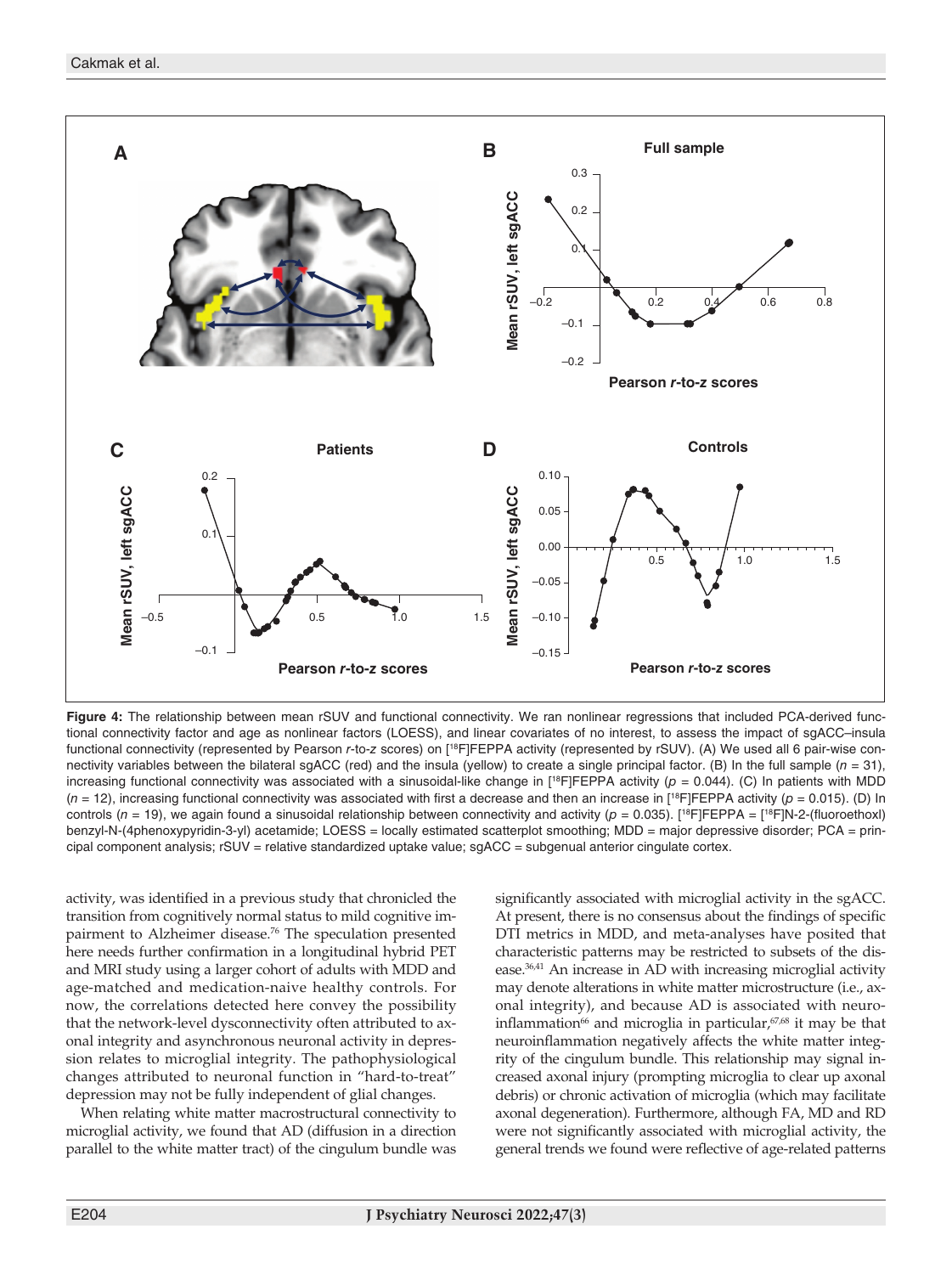**Figure 4:** The relationship between mean rSUV and functional connectivity. We ran nonlinear regressions that included PCA-derived functional connectivity factor and age as nonlinear factors (LOESS), and linear covariates of no interest, to assess the impact of sgACC–insula functional connectivity (represented by Pearson *r*-to-*z* scores) on [$^{18}$F]FEPPA activity (represented by rSUV). (A) We used all 6 pair-wise connectivity variables between the bilateral sgACC (red) and the insula (yellow) to create a single principal factor. (B) In the full sample ($n$ = 31), increasing functional connectivity was associated with a sinusoidal-like change in [$^{18}$F]FEPPA activity ($p$ = 0.044). (C) In patients with MDD ($n$ = 12), increasing functional connectivity was associated with first a decrease and then an increase in [$^{18}$F]FEPPA activity ($p$ = 0.015). (D) In controls ($n$ = 19), we again found a sinusoidal relationship between connectivity and activity ($p$ = 0.035). [$^{18}$F]FEPPA = [$^{18}$F]N-2-(fluoroethoxl) benzyl-N-(4phenoxypyridin-3-yl) acetamide; LOESS = locally estimated scatterplot smoothing; MDD = major depressive disorder; PCA = principal component analysis; rSUV = relative standardized uptake value; sgACC = subgenual anterior cingulate cortex.

activity, was identified in a previous study that chronicled the transition from cognitively normal status to mild cognitive impairment to Alzheimer disease.[76] The speculation presented here needs further confirmation in a longitudinal hybrid PET and MRI study using a larger cohort of adults with MDD and age-matched and medication-naive healthy controls. For now, the correlations detected here convey the possibility that the network-level dysconnectivity often attributed to axonal integrity and asynchronous neuronal activity in depression relates to microglial integrity. The pathophysiological changes attributed to neuronal function in "hard-to-treat" depression may not be fully independent of glial changes.

When relating white matter macrostructural connectivity to microglial activity, we found that AD (diffusion in a direction parallel to the white matter tract) of the cingulum bundle was significantly associated with microglial activity in the sgACC. At present, there is no consensus about the findings of specific DTI metrics in MDD, and meta-analyses have posited that characteristic patterns may be restricted to subsets of the disease.[36,41] An increase in AD with increasing microglial activity may denote alterations in white matter microstructure (i.e., axonal integrity), and because AD is associated with neuroinflammation[66] and microglia in particular,[67,68] it may be that neuroinflammation negatively affects the white matter integrity of the cingulum bundle. This relationship may signal increased axonal injury (prompting microglia to clear up axonal debris) or chronic activation of microglia (which may facilitate axonal degeneration). Furthermore, although FA, MD and RD were not significantly associated with microglial activity, the general trends we found were reflective of age-related patterns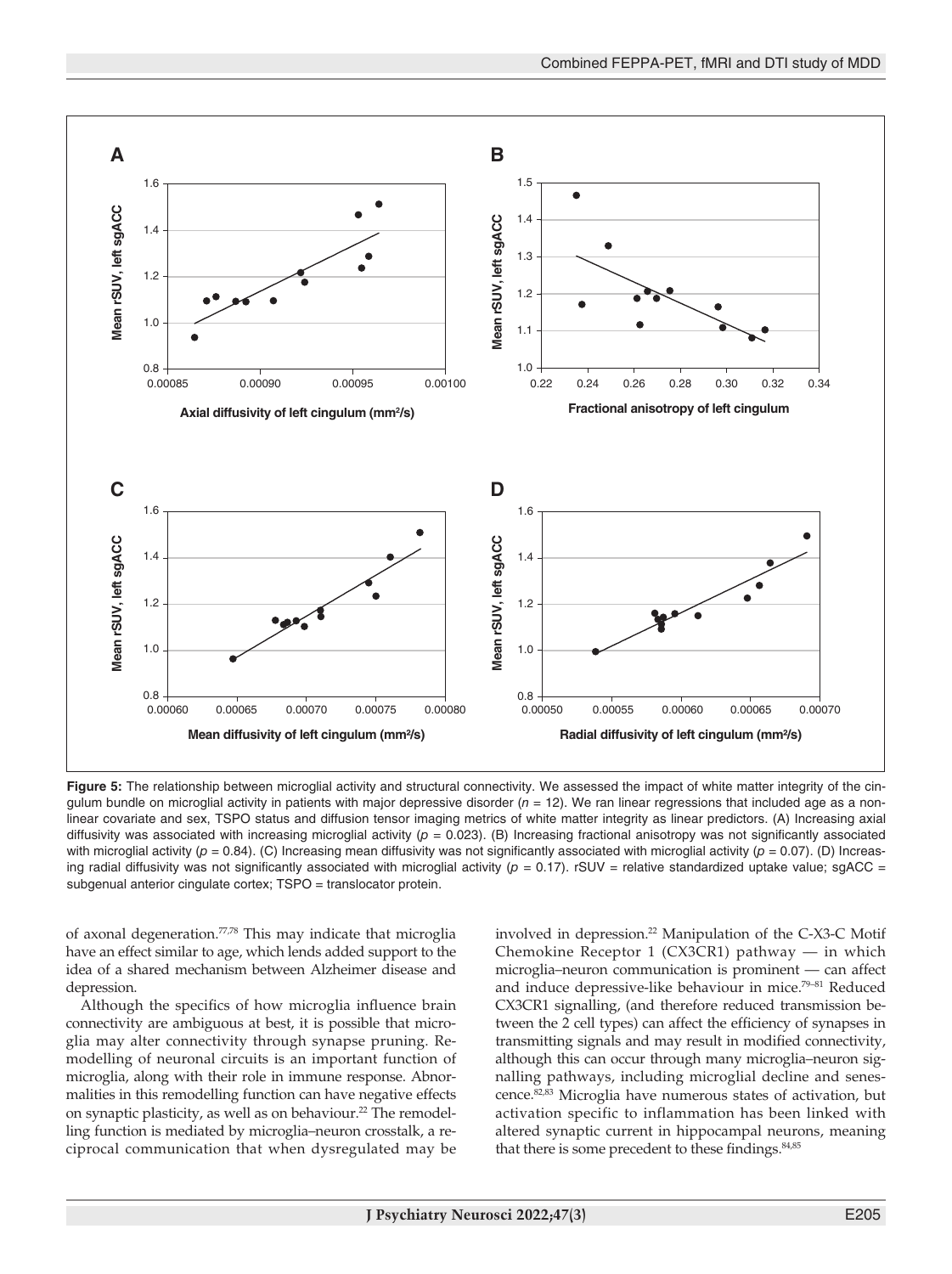**Figure 5:** The relationship between microglial activity and structural connectivity. We assessed the impact of white matter integrity of the cingulum bundle on microglial activity in patients with major depressive disorder ($n$ = 12). We ran linear regressions that included age as a nonlinear covariate and sex, TSPO status and diffusion tensor imaging metrics of white matter integrity as linear predictors. (A) Increasing axial diffusivity was associated with increasing microglial activity ($p$ = 0.023). (B) Increasing fractional anisotropy was not significantly associated with microglial activity ($p$ = 0.84). (C) Increasing mean diffusivity was not significantly associated with microglial activity ($p$ = 0.07). (D) Increasing radial diffusivity was not significantly associated with microglial activity ($p$ = 0.17). rSUV = relative standardized uptake value; sgACC = subgenual anterior cingulate cortex; TSPO = translocator protein.

of axonal degeneration.[77,78] This may indicate that microglia have an effect similar to age, which lends added support to the idea of a shared mechanism between Alzheimer disease and depression.

Although the specifics of how microglia influence brain connectivity are ambiguous at best, it is possible that microglia may alter connectivity through synapse pruning. Remodelling of neuronal circuits is an important function of microglia, along with their role in immune response. Abnormalities in this remodelling function can have negative effects on synaptic plasticity, as well as on behaviour.[22] The remodelling function is mediated by microglia–neuron crosstalk, a reciprocal communication that when dysregulated may be involved in depression.[22] Manipulation of the C-X3-C Motif Chemokine Receptor 1 (CX3CR1) pathway — in which microglia–neuron communication is prominent — can affect and induce depressive-like behaviour in mice.[79–81] Reduced CX3CR1 signalling, (and therefore reduced transmission between the 2 cell types) can affect the efficiency of synapses in transmitting signals and may result in modified connectivity, although this can occur through many microglia–neuron signalling pathways, including microglial decline and senescence.[82,83] Microglia have numerous states of activation, but activation specific to inflammation has been linked with altered synaptic current in hippocampal neurons, meaning that there is some precedent to these findings.[84,85]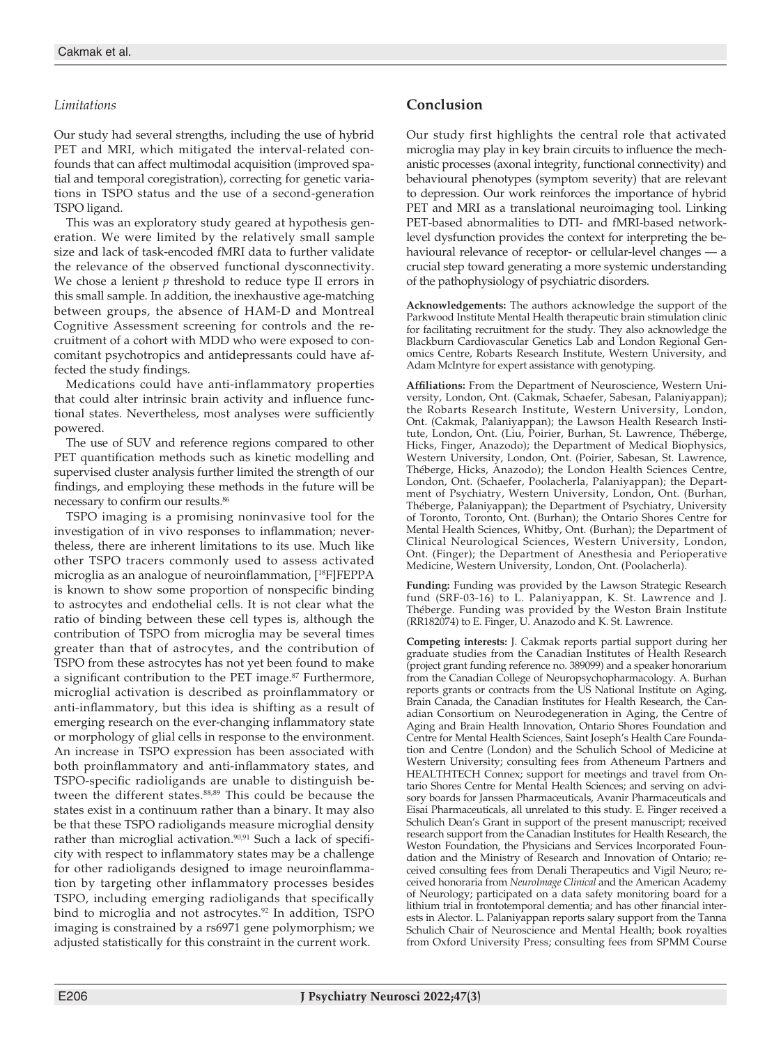### *Limitations*

Our study had several strengths, including the use of hybrid PET and MRI, which mitigated the interval-related confounds that can affect multimodal acquisition (improved spatial and temporal coregistration), correcting for genetic variations in TSPO status and the use of a second-generation TSPO ligand.

This was an exploratory study geared at hypothesis generation. We were limited by the relatively small sample size and lack of task-encoded fMRI data to further validate the relevance of the observed functional dysconnectivity. We chose a lenient $p$ threshold to reduce type II errors in this small sample. In addition, the inexhaustive age-matching between groups, the absence of HAM-D and Montreal Cognitive Assessment screening for controls and the recruitment of a cohort with MDD who were exposed to concomitant psychotropics and antidepressants could have affected the study findings.

Medications could have anti-inflammatory properties that could alter intrinsic brain activity and influence functional states. Nevertheless, most analyses were sufficiently powered.

The use of SUV and reference regions compared to other PET quantification methods such as kinetic modelling and supervised cluster analysis further limited the strength of our findings, and employing these methods in the future will be necessary to confirm our results.[86]

TSPO imaging is a promising noninvasive tool for the investigation of in vivo responses to inflammation; nevertheless, there are inherent limitations to its use. Much like other TSPO tracers commonly used to assess activated microglia as an analogue of neuroinflammation, [$^{18}$F]FEPPA is known to show some proportion of nonspecific binding to astrocytes and endothelial cells. It is not clear what the ratio of binding between these cell types is, although the contribution of TSPO from microglia may be several times greater than that of astrocytes, and the contribution of TSPO from these astrocytes has not yet been found to make a significant contribution to the PET image.[87] Furthermore, microglial activation is described as proinflammatory or anti-inflammatory, but this idea is shifting as a result of emerging research on the ever-changing inflammatory state or morphology of glial cells in response to the environment. An increase in TSPO expression has been associated with both proinflammatory and anti-inflammatory states, and TSPO-specific radioligands are unable to distinguish between the different states.[88,89] This could be because the states exist in a continuum rather than a binary. It may also be that these TSPO radioligands measure microglial density rather than microglial activation.[90,91] Such a lack of specificity with respect to inflammatory states may be a challenge for other radioligands designed to image neuroinflammation by targeting other inflammatory processes besides TSPO, including emerging radioligands that specifically bind to microglia and not astrocytes.[92] In addition, TSPO imaging is constrained by a rs6971 gene polymorphism; we adjusted statistically for this constraint in the current work.

## Conclusion

Our study first highlights the central role that activated microglia may play in key brain circuits to influence the mechanistic processes (axonal integrity, functional connectivity) and behavioural phenotypes (symptom severity) that are relevant to depression. Our work reinforces the importance of hybrid PET and MRI as a translational neuroimaging tool. Linking PET-based abnormalities to DTI- and fMRI-based network-level dysfunction provides the context for interpreting the behavioural relevance of receptor- or cellular-level changes — a crucial step toward generating a more systemic understanding of the pathophysiology of psychiatric disorders.

**Acknowledgements:** The authors acknowledge the support of the Parkwood Institute Mental Health therapeutic brain stimulation clinic for facilitating recruitment for the study. They also acknowledge the Blackburn Cardiovascular Genetics Lab and London Regional Genomics Centre, Robarts Research Institute, Western University, and Adam McIntyre for expert assistance with genotyping.

**Affiliations:** From the Department of Neuroscience, Western University, London, Ont. (Cakmak, Schaefer, Sabesan, Palaniyappan); the Robarts Research Institute, Western University, London, Ont. (Cakmak, Palaniyappan); the Lawson Health Research Institute, London, Ont. (Liu, Poirier, Burhan, St. Lawrence, Théberge, Hicks, Finger, Anazodo); the Department of Medical Biophysics, Western University, London, Ont. (Poirier, Sabesan, St. Lawrence, Théberge, Hicks, Anazodo); the London Health Sciences Centre, London, Ont. (Schaefer, Poolacherla, Palaniyappan); the Department of Psychiatry, Western University, London, Ont. (Burhan, Théberge, Palaniyappan); the Department of Psychiatry, University of Toronto, Toronto, Ont. (Burhan); the Ontario Shores Centre for Mental Health Sciences, Whitby, Ont. (Burhan); the Department of Clinical Neurological Sciences, Western University, London, Ont. (Finger); the Department of Anesthesia and Perioperative Medicine, Western University, London, Ont. (Poolacherla).

**Funding:** Funding was provided by the Lawson Strategic Research fund (SRF-03-16) to L. Palaniyappan, K. St. Lawrence and J. Théberge. Funding was provided by the Weston Brain Institute (RR182074) to E. Finger, U. Anazodo and K. St. Lawrence.

**Competing interests:** J. Cakmak reports partial support during her graduate studies from the Canadian Institutes of Health Research (project grant funding reference no. 389099) and a speaker honorarium from the Canadian College of Neuropsychopharmacology. A. Burhan reports grants or contracts from the US National Institute on Aging, Brain Canada, the Canadian Institutes for Health Research, the Canadian Consortium on Neurodegeneration in Aging, the Centre of Aging and Brain Health Innovation, Ontario Shores Foundation and Centre for Mental Health Sciences, Saint Joseph's Health Care Foundation and Centre (London) and the Schulich School of Medicine at Western University; consulting fees from Atheneum Partners and HEALTHTECH Connex; support for meetings and travel from Ontario Shores Centre for Mental Health Sciences; and serving on advisory boards for Janssen Pharmaceuticals, Avanir Pharmaceuticals and Eisai Pharmaceuticals, all unrelated to this study. E. Finger received a Schulich Dean's Grant in support of the present manuscript; received research support from the Canadian Institutes for Health Research, the Weston Foundation, the Physicians and Services Incorporated Foundation and the Ministry of Research and Innovation of Ontario; received consulting fees from Denali Therapeutics and Vigil Neuro; received honoraria from *NeuroImage Clinical* and the American Academy of Neurology; participated on a data safety monitoring board for a lithium trial in frontotemporal dementia; and has other financial interests in Alector. L. Palaniyappan reports salary support from the Tanna Schulich Chair of Neuroscience and Mental Health; book royalties from Oxford University Press; consulting fees from SPMM Course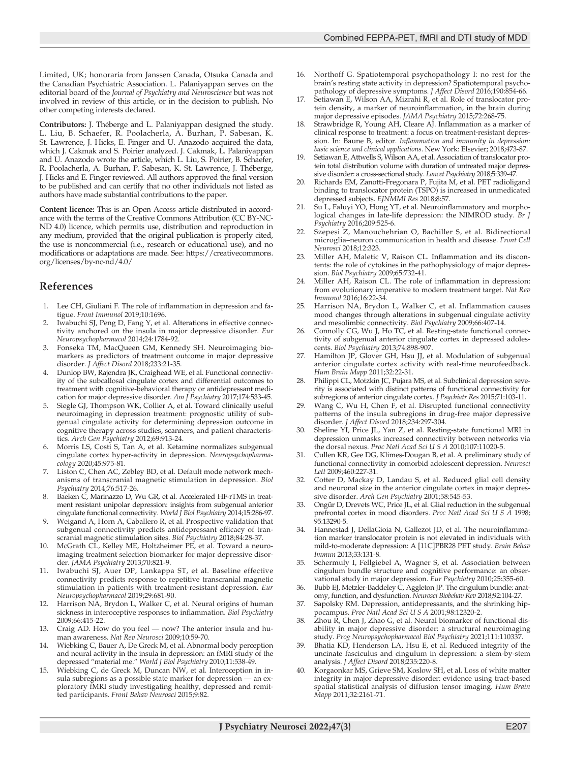Limited, UK; honoraria from Janssen Canada, Otsuka Canada and the Canadian Psychiatric Association. L. Palaniyappan serves on the editorial board of the *Journal of Psychiatry and Neuroscience* but was not involved in review of this article, or in the decision to publish. No other competing interests declared.

**Contributors:** J. Théberge and L. Palaniyappan designed the study. L. Liu, B. Schaefer, R. Poolacherla, A. Burhan, P. Sabesan, K. St. Lawrence, J. Hicks, E. Finger and U. Anazodo acquired the data, which J. Cakmak and S. Poirier analyzed. J. Cakmak, L. Palaniyappan and U. Anazodo wrote the article, which L. Liu, S. Poirier, B. Schaefer, R. Poolacherla, A. Burhan, P. Sabesan, K. St. Lawrence, J. Théberge, J. Hicks and E. Finger reviewed. All authors approved the final version to be published and can certify that no other individuals not listed as authors have made substantial contributions to the paper.

**Content licence:** This is an Open Access article distributed in accordance with the terms of the Creative Commons Attribution (CC BY-NC-ND 4.0) licence, which permits use, distribution and reproduction in any medium, provided that the original publication is properly cited, the use is noncommercial (i.e., research or educational use), and no modifications or adaptations are made. See: https://creativecommons.org/licenses/by-nc-nd/4.0/

## References

1. Lee CH, Giuliani F. The role of inflammation in depression and fatigue. *Front Immunol* 2019;10:1696.
2. Iwabuchi SJ, Peng D, Fang Y, et al. Alterations in effective connectivity anchored on the insula in major depressive disorder. *Eur Neuropsychopharmacol* 2014;24:1784-92.
3. Fonseka TM, MacQueen GM, Kennedy SH. Neuroimaging biomarkers as predictors of treatment outcome in major depressive disorder. *J Affect Disord* 2018;233:21-35.
4. Dunlop BW, Rajendra JK, Craighead WE, et al. Functional connectivity of the subcallosal cingulate cortex and differential outcomes to treatment with cognitive-behavioral therapy or antidepressant medication for major depressive disorder. *Am J Psychiatry* 2017;174:533-45.
5. Siegle GJ, Thompson WK, Collier A, et al. Toward clinically useful neuroimaging in depression treatment: prognostic utility of subgenual cingulate activity for determining depression outcome in cognitive therapy across studies, scanners, and patient characteristics. *Arch Gen Psychiatry* 2012;69:913-24.
6. Morris LS, Costi S, Tan A, et al. Ketamine normalizes subgenual cingulate cortex hyper-activity in depression. *Neuropsychopharmacology* 2020;45:975-81.
7. Liston C, Chen AC, Zebley BD, et al. Default mode network mechanisms of transcranial magnetic stimulation in depression. *Biol Psychiatry* 2014;76:517-26.
8. Baeken C, Marinazzo D, Wu GR, et al. Accelerated HF-rTMS in treatment resistant unipolar depression: insights from subgenual anterior cingulate functional connectivity. *World J Biol Psychiatry* 2014;15:286-97.
9. Weigand A, Horn A, Caballero R, et al. Prospective validation that subgenual connectivity predicts antidepressant efficacy of transcranial magnetic stimulation sites. *Biol Psychiatry* 2018;84:28-37.
10. McGrath CL, Kelley ME, Holtzheimer PE, et al. Toward a neuroimaging treatment selection biomarker for major depressive disorder. *JAMA Psychiatry* 2013;70:821-9.
11. Iwabuchi SJ, Auer DP, Lankappa ST, et al. Baseline effective connectivity predicts response to repetitive transcranial magnetic stimulation in patients with treatment-resistant depression. *Eur Neuropsychopharmacol* 2019;29:681-90.
12. Harrison NA, Brydon L, Walker C, et al. Neural origins of human sickness in interoceptive responses to inflammation. *Biol Psychiatry* 2009;66:415-22.
13. Craig AD. How do you feel — now? The anterior insula and human awareness. *Nat Rev Neurosci* 2009;10:59-70.
14. Wiebking C, Bauer A, De Greck M, et al. Abnormal body perception and neural activity in the insula in depression: an fMRI study of the depressed "material me." *World J Biol Psychiatry* 2010;11:538-49.
15. Wiebking C, de Greck M, Duncan NW, et al. Interoception in insula subregions as a possible state marker for depression — an exploratory fMRI study investigating healthy, depressed and remitted participants. *Front Behav Neurosci* 2015;9:82.
16. Northoff G. Spatiotemporal psychopathology I: no rest for the brain's resting state activity in depression? Spatiotemporal psychopathology of depressive symptoms. *J Affect Disord* 2016;190:854-66.
17. Setiawan E, Wilson AA, Mizrahi R, et al. Role of translocator protein density, a marker of neuroinflammation, in the brain during major depressive episodes. *JAMA Psychiatry* 2015;72:268-75.
18. Strawbridge R, Young AH, Cleare AJ. Inflammation as a marker of clinical response to treatment: a focus on treatment-resistant depression. In: Baune B, editor. *Inflammation and immunity in depression: basic science and clinical applications*. New York: Elsevier; 2018;473-87.
19. Setiawan E, Attwells S, Wilson AA, et al. Association of translocator protein total distribution volume with duration of untreated major depressive disorder: a cross-sectional study. *Lancet Psychiatry* 2018;5:339-47.
20. Richards EM, Zanotti-Fregonara P, Fujita M, et al. PET radioligand binding to translocator protein (TSPO) is increased in unmedicated depressed subjects. *EJNMMI Res* 2018;8:57.
21. Su L, Faluyi YO, Hong YT, et al. Neuroinflammatory and morphological changes in late-life depression: the NIMROD study. *Br J Psychiatry* 2016;209:525-6.
22. Szepesi Z, Manouchehrian O, Bachiller S, et al. Bidirectional microglia–neuron communication in health and disease. *Front Cell Neurosci* 2018;12:323.
23. Miller AH, Maletic V, Raison CL. Inflammation and its discontents: the role of cytokines in the pathophysiology of major depression. *Biol Psychiatry* 2009;65:732-41.
24. Miller AH, Raison CL. The role of inflammation in depression: from evolutionary imperative to modern treatment target. *Nat Rev Immunol* 2016;16:22-34.
25. Harrison NA, Brydon L, Walker C, et al. Inflammation causes mood changes through alterations in subgenual cingulate activity and mesolimbic connectivity. *Biol Psychiatry* 2009;66:407-14.
26. Connolly CG, Wu J, Ho TC, et al. Resting-state functional connectivity of subgenual anterior cingulate cortex in depressed adolescents. *Biol Psychiatry* 2013;74:898-907.
27. Hamilton JP, Glover GH, Hsu JJ, et al. Modulation of subgenual anterior cingulate cortex activity with real-time neurofeedback. *Hum Brain Mapp* 2011;32:22-31.
28. Philippi CL, Motzkin JC, Pujara MS, et al. Subclinical depression severity is associated with distinct patterns of functional connectivity for subregions of anterior cingulate cortex. *J Psychiatr Res* 2015;71:103-11.
29. Wang C, Wu H, Chen F, et al. Disrupted functional connectivity patterns of the insula subregions in drug-free major depressive disorder. *J Affect Disord* 2018;234:297-304.
30. Sheline YI, Price JL, Yan Z, et al. Resting-state functional MRI in depression unmasks increased connectivity between networks via the dorsal nexus. *Proc Natl Acad Sci U S A* 2010;107:11020-5.
31. Cullen KR, Gee DG, Klimes-Dougan B, et al. A preliminary study of functional connectivity in comorbid adolescent depression. *Neurosci Lett* 2009;460:227-31.
32. Cotter D, Mackay D, Landau S, et al. Reduced glial cell density and neuronal size in the anterior cingulate cortex in major depressive disorder. *Arch Gen Psychiatry* 2001;58:545-53.
33. Ongür D, Drevets WC, Price JL, et al. Glial reduction in the subgenual prefrontal cortex in mood disorders. *Proc Natl Acad Sci U S A* 1998;95:13290-5.
34. Hannestad J, DellaGioia N, Gallezot JD, et al. The neuroinflammation marker translocator protein is not elevated in individuals with mild-to-moderate depression: A [11C]PBR28 PET study. *Brain Behav Immun* 2013;33:131-8.
35. Schermuly I, Fellgiebel A, Wagner S, et al. Association between cingulum bundle structure and cognitive performance: an observational study in major depression. *Eur Psychiatry* 2010;25:355-60.
36. Bubb EJ, Metzler-Baddeley C, Aggleton JP. The cingulum bundle: anatomy, function, and dysfunction. *Neurosci Biobehav Rev* 2018;92:104-27.
37. Sapolsky RM. Depression, antidepressants, and the shrinking hippocampus. *Proc Natl Acad Sci U S A* 2001;98:12320-2.
38. Zhou R, Chen J, Zhao G, et al. Neural biomarker of functional disability in major depressive disorder: a structural neuroimaging study. *Prog Neuropsychopharmacol Biol Psychiatry* 2021;111:110337.
39. Bhatia KD, Henderson LA, Hsu E, et al. Reduced integrity of the uncinate fasciculus and cingulum in depression: a stem-by-stem analysis. *J Affect Disord* 2018;235:220-8.
40. Korgaonkar MS, Grieve SM, Koslow SH, et al. Loss of white matter integrity in major depressive disorder: evidence using tract-based spatial statistical analysis of diffusion tensor imaging. *Hum Brain Mapp* 2011;32:2161-71.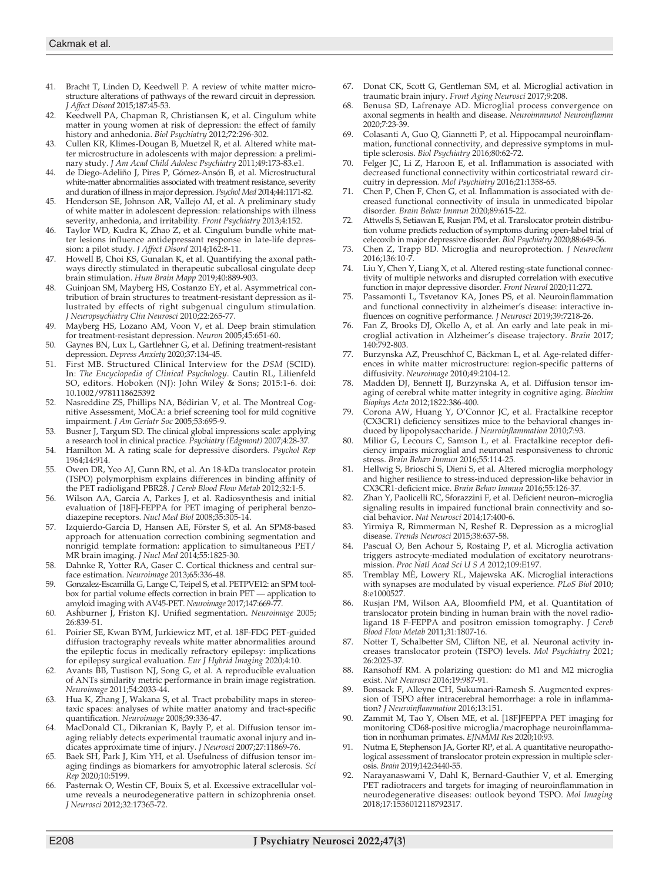41. Bracht T, Linden D, Keedwell P. A review of white matter microstructure alterations of pathways of the reward circuit in depression. *J Affect Disord* 2015;187:45-53.
42. Keedwell PA, Chapman R, Christiansen K, et al. Cingulum white matter in young women at risk of depression: the effect of family history and anhedonia. *Biol Psychiatry* 2012;72:296-302.
43. Cullen KR, Klimes-Dougan B, Muetzel R, et al. Altered white matter microstructure in adolescents with major depression: a preliminary study. *J Am Acad Child Adolesc Psychiatry* 2011;49:173-83.e1.
44. de Diego-Adeliño J, Pires P, Gómez-Ansón B, et al. Microstructural white-matter abnormalities associated with treatment resistance, severity and duration of illness in major depression. *Psychol Med* 2014;44:1171-82.
45. Henderson SE, Johnson AR, Vallejo AI, et al. A preliminary study of white matter in adolescent depression: relationships with illness severity, anhedonia, and irritability. *Front Psychiatry* 2013;4:152.
46. Taylor WD, Kudra K, Zhao Z, et al. Cingulum bundle white matter lesions influence antidepressant response in late-life depression: a pilot study. *J Affect Disord* 2014;162:8-11.
47. Howell B, Choi KS, Gunalan K, et al. Quantifying the axonal pathways directly stimulated in therapeutic subcallosal cingulate deep brain stimulation. *Hum Brain Mapp* 2019;40:889-903.
48. Guinjoan SM, Mayberg HS, Costanzo EY, et al. Asymmetrical contribution of brain structures to treatment-resistant depression as illustrated by effects of right subgenual cingulum stimulation. *J Neuropsychiatry Clin Neurosci* 2010;22:265-77.
49. Mayberg HS, Lozano AM, Voon V, et al. Deep brain stimulation for treatment-resistant depression. *Neuron* 2005;45:651-60.
50. Gaynes BN, Lux L, Gartlehner G, et al. Defining treatment-resistant depression. *Depress Anxiety* 2020;37:134-45.
51. First MB. Structured Clinical Interview for the *DSM* (SCID). In: *The Encyclopedia of Clinical Psychology*. Cautin RL, Lilienfeld SO, editors. Hoboken (NJ): John Wiley & Sons; 2015:1-6. doi: 10.1002/9781118625392
52. Nasreddine ZS, Phillips NA, Bédirian V, et al. The Montreal Cognitive Assessment, MoCA: a brief screening tool for mild cognitive impairment. *J Am Geriatr Soc* 2005;53:695-9.
53. Busner J, Targum SD. The clinical global impressions scale: applying a research tool in clinical practice. *Psychiatry (Edgmont)* 2007;4:28-37.
54. Hamilton M. A rating scale for depressive disorders. *Psychol Rep* 1964;14:914.
55. Owen DR, Yeo AJ, Gunn RN, et al. An 18-kDa translocator protein (TSPO) polymorphism explains differences in binding affinity of the PET radioligand PBR28. *J Cereb Blood Flow Metab* 2012;32:1-5.
56. Wilson AA, Garcia A, Parkes J, et al. Radiosynthesis and initial evaluation of [18F]-FEPPA for PET imaging of peripheral benzodiazepine receptors. *Nucl Med Biol* 2008;35:305-14.
57. Izquierdo-Garcia D, Hansen AE, Förster S, et al. An SPM8-based approach for attenuation correction combining segmentation and nonrigid template formation: application to simultaneous PET/MR brain imaging. *J Nucl Med* 2014;55:1825-30.
58. Dahnke R, Yotter RA, Gaser C. Cortical thickness and central surface estimation. *Neuroimage* 2013;65:336-48.
59. Gonzalez-Escamilla G, Lange C, Teipel S, et al. PETPVE12: an SPM toolbox for partial volume effects correction in brain PET — application to amyloid imaging with AV45-PET. *Neuroimage* 2017;147:669-77.
60. Ashburner J, Friston KJ. Unified segmentation. *Neuroimage* 2005;26:839-51.
61. Poirier SE, Kwan BYM, Jurkiewicz MT, et al. 18F-FDG PET-guided diffusion tractography reveals white matter abnormalities around the epileptic focus in medically refractory epilepsy: implications for epilepsy surgical evaluation. *Eur J Hybrid Imaging* 2020;4:10.
62. Avants BB, Tustison NJ, Song G, et al. A reproducible evaluation of ANTs similarity metric performance in brain image registration. *Neuroimage* 2011;54:2033-44.
63. Hua K, Zhang J, Wakana S, et al. Tract probability maps in stereotaxic spaces: analyses of white matter anatomy and tract-specific quantification. *Neuroimage* 2008;39:336-47.
64. MacDonald CL, Dikranian K, Bayly P, et al. Diffusion tensor imaging reliably detects experimental traumatic axonal injury and indicates approximate time of injury. *J Neurosci* 2007;27:11869-76.
65. Baek SH, Park J, Kim YH, et al. Usefulness of diffusion tensor imaging findings as biomarkers for amyotrophic lateral sclerosis. *Sci Rep* 2020;10:5199.
66. Pasternak O, Westin CF, Bouix S, et al. Excessive extracellular volume reveals a neurodegenerative pattern in schizophrenia onset. *J Neurosci* 2012;32:17365-72.
67. Donat CK, Scott G, Gentleman SM, et al. Microglial activation in traumatic brain injury. *Front Aging Neurosci* 2017;9:208.
68. Benusa SD, Lafrenaye AD. Microglial process convergence on axonal segments in health and disease. *Neuroimmunol Neuroinflamm* 2020;7:23-39.
69. Colasanti A, Guo Q, Giannetti P, et al. Hippocampal neuroinflammation, functional connectivity, and depressive symptoms in multiple sclerosis. *Biol Psychiatry* 2016;80:62-72.
70. Felger JC, Li Z, Haroon E, et al. Inflammation is associated with decreased functional connectivity within corticostriatal reward circuitry in depression. *Mol Psychiatry* 2016;21:1358-65.
71. Chen P, Chen F, Chen G, et al. Inflammation is associated with decreased functional connectivity of insula in unmedicated bipolar disorder. *Brain Behav Immun* 2020;89:615-22.
72. Attwells S, Setiawan E, Rusjan PM, et al. Translocator protein distribution volume predicts reduction of symptoms during open-label trial of celecoxib in major depressive disorder. *Biol Psychiatry* 2020;88:649-56.
73. Chen Z, Trapp BD. Microglia and neuroprotection. *J Neurochem* 2016;136:10-7.
74. Liu Y, Chen Y, Liang X, et al. Altered resting-state functional connectivity of multiple networks and disrupted correlation with executive function in major depressive disorder. *Front Neurol* 2020;11:272.
75. Passamonti L, Tsvetanov KA, Jones PS, et al. Neuroinflammation and functional connectivity in alzheimer's disease: interactive influences on cognitive performance. *J Neurosci* 2019;39:7218-26.
76. Fan Z, Brooks DJ, Okello A, et al. An early and late peak in microglial activation in Alzheimer's disease trajectory. *Brain* 2017; 140:792-803.
77. Burzynska AZ, Preuschhof C, Bäckman L, et al. Age-related differences in white matter microstructure: region-specific patterns of diffusivity. *Neuroimage* 2010;49:2104-12.
78. Madden DJ, Bennett IJ, Burzynska A, et al. Diffusion tensor imaging of cerebral white matter integrity in cognitive aging. *Biochim Biophys Acta* 2012;1822:386-400.
79. Corona AW, Huang Y, O'Connor JC, et al. Fractalkine receptor (CX3CR1) deficiency sensitizes mice to the behavioral changes induced by lipopolysaccharide. *J Neuroinflammation* 2010;7:93.
80. Milior G, Lecours C, Samson L, et al. Fractalkine receptor deficiency impairs microglial and neuronal responsiveness to chronic stress. *Brain Behav Immun* 2016;55:114-25.
81. Hellwig S, Brioschi S, Dieni S, et al. Altered microglia morphology and higher resilience to stress-induced depression-like behavior in CX3CR1-deficient mice. *Brain Behav Immun* 2016;55:126-37.
82. Zhan Y, Paolicelli RC, Sforazzini F, et al. Deficient neuron–microglia signaling results in impaired functional brain connectivity and social behavior. *Nat Neurosci* 2014;17:400-6.
83. Yirmiya R, Rimmerman N, Reshef R. Depression as a microglial disease. *Trends Neurosci* 2015;38:637-58.
84. Pascual O, Ben Achour S, Rostaing P, et al. Microglia activation triggers astrocyte-mediated modulation of excitatory neurotransmission. *Proc Natl Acad Sci U S A* 2012;109:E197.
85. Tremblay MÈ, Lowery RL, Majewska AK. Microglial interactions with synapses are modulated by visual experience. *PLoS Biol* 2010; 8:e1000527.
86. Rusjan PM, Wilson AA, Bloomfield PM, et al. Quantitation of translocator protein binding in human brain with the novel radioligand 18 F-FEPPA and positron emission tomography. *J Cereb Blood Flow Metab* 2011;31:1807-16.
87. Notter T, Schalbetter SM, Clifton NE, et al. Neuronal activity increases translocator protein (TSPO) levels. *Mol Psychiatry* 2021; 26:2025-37.
88. Ransohoff RM. A polarizing question: do M1 and M2 microglia exist. *Nat Neurosci* 2016;19:987-91.
89. Bonsack F, Alleyne CH, Sukumari-Ramesh S. Augmented expression of TSPO after intracerebral hemorrhage: a role in inflammation? *J Neuroinflammation* 2016;13:151.
90. Zammit M, Tao Y, Olsen ME, et al. [18F]FEPPA PET imaging for monitoring CD68-positive microglia/macrophage neuroinflammation in nonhuman primates. *EJNMMI Res* 2020;10:93.
91. Nutma E, Stephenson JA, Gorter RP, et al. A quantitative neuropathological assessment of translocator protein expression in multiple sclerosis. *Brain* 2019;142:3440-55.
92. Narayanaswami V, Dahl K, Bernard-Gauthier V, et al. Emerging PET radiotracers and targets for imaging of neuroinflammation in neurodegenerative diseases: outlook beyond TSPO. *Mol Imaging* 2018;17:1536012118792317.